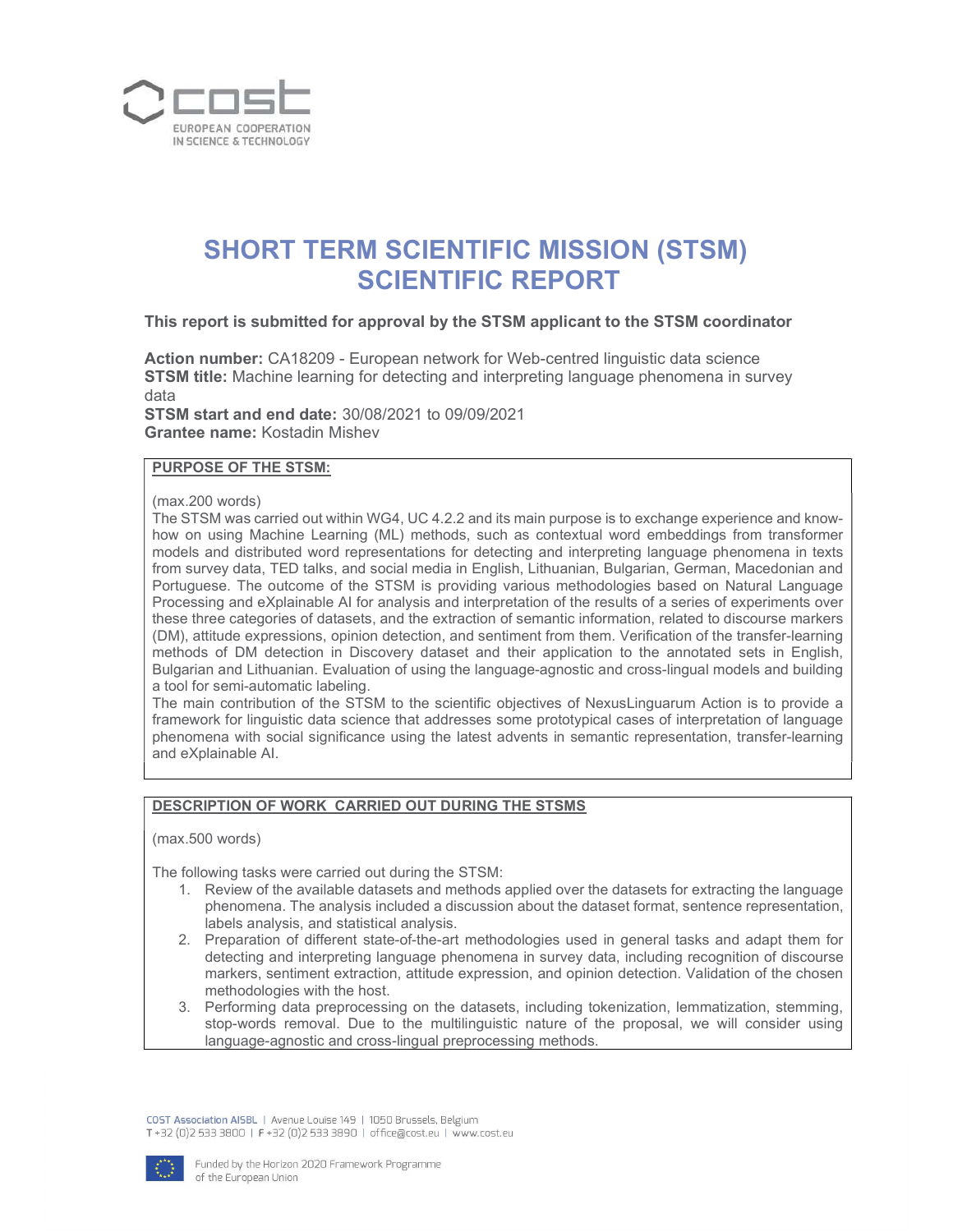# SHORT TERM SCIENTIFIC MISSION (STSM) SCIENTIFIC REPORT

**This report is submitted for approval by the STSM applicant to the STSM coordinator**

**Action number:** CA18209 - European network for Web-centred linguistic data science
**STSM title:** Machine learning for detecting and interpreting language phenomena in survey data
**STSM start and end date:** 30/08/2021 to 09/09/2021
**Grantee name:** Kostadin Mishev

## PURPOSE OF THE STSM:

(max.200 words)

The STSM was carried out within WG4, UC 4.2.2 and its main purpose is to exchange experience and know-how on using Machine Learning (ML) methods, such as contextual word embeddings from transformer models and distributed word representations for detecting and interpreting language phenomena in texts from survey data, TED talks, and social media in English, Lithuanian, Bulgarian, German, Macedonian and Portuguese. The outcome of the STSM is providing various methodologies based on Natural Language Processing and eXplainable AI for analysis and interpretation of the results of a series of experiments over these three categories of datasets, and the extraction of semantic information, related to discourse markers (DM), attitude expressions, opinion detection, and sentiment from them. Verification of the transfer-learning methods of DM detection in Discovery dataset and their application to the annotated sets in English, Bulgarian and Lithuanian. Evaluation of using the language-agnostic and cross-lingual models and building a tool for semi-automatic labeling.

The main contribution of the STSM to the scientific objectives of NexusLinguarum Action is to provide a framework for linguistic data science that addresses some prototypical cases of interpretation of language phenomena with social significance using the latest advents in semantic representation, transfer-learning and eXplainable AI.

## DESCRIPTION OF WORK CARRIED OUT DURING THE STSMS

(max.500 words)

The following tasks were carried out during the STSM:

1. Review of the available datasets and methods applied over the datasets for extracting the language phenomena. The analysis included a discussion about the dataset format, sentence representation, labels analysis, and statistical analysis.
2. Preparation of different state-of-the-art methodologies used in general tasks and adapt them for detecting and interpreting language phenomena in survey data, including recognition of discourse markers, sentiment extraction, attitude expression, and opinion detection. Validation of the chosen methodologies with the host.
3. Performing data preprocessing on the datasets, including tokenization, lemmatization, stemming, stop-words removal. Due to the multilinguistic nature of the proposal, we will consider using language-agnostic and cross-lingual preprocessing methods.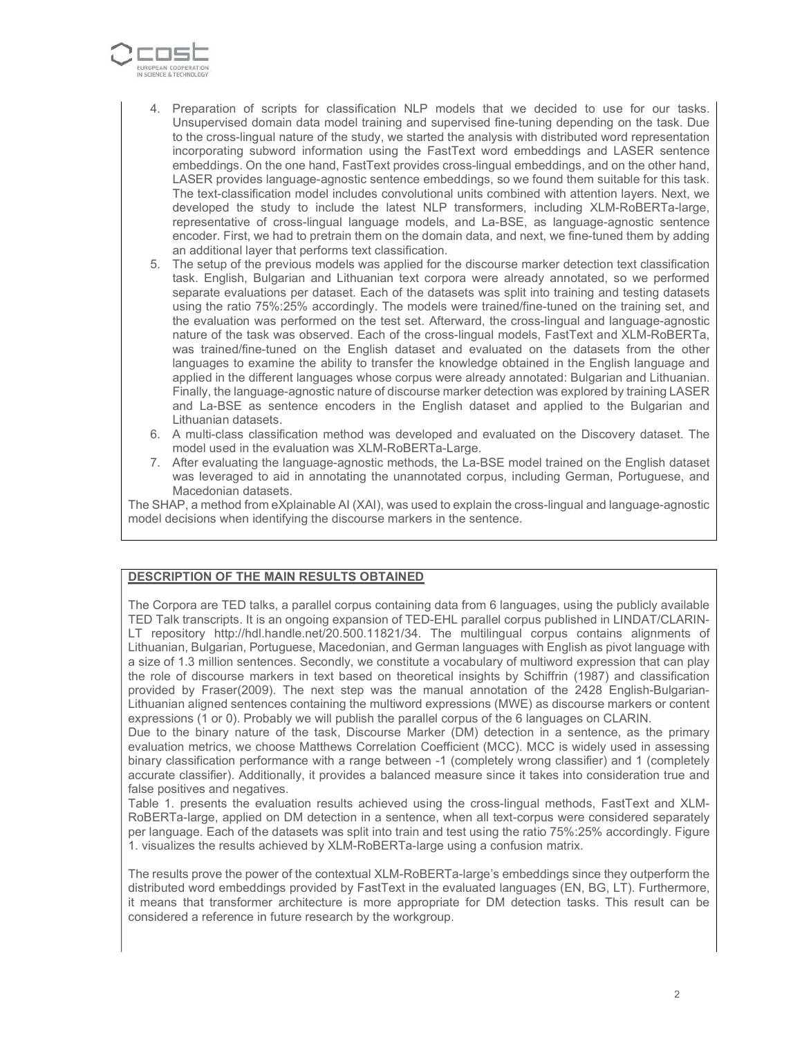4. Preparation of scripts for classification NLP models that we decided to use for our tasks. Unsupervised domain data model training and supervised fine-tuning depending on the task. Due to the cross-lingual nature of the study, we started the analysis with distributed word representation incorporating subword information using the FastText word embeddings and LASER sentence embeddings. On the one hand, FastText provides cross-lingual embeddings, and on the other hand, LASER provides language-agnostic sentence embeddings, so we found them suitable for this task. The text-classification model includes convolutional units combined with attention layers. Next, we developed the study to include the latest NLP transformers, including XLM-RoBERTa-large, representative of cross-lingual language models, and La-BSE, as language-agnostic sentence encoder. First, we had to pretrain them on the domain data, and next, we fine-tuned them by adding an additional layer that performs text classification.
5. The setup of the previous models was applied for the discourse marker detection text classification task. English, Bulgarian and Lithuanian text corpora were already annotated, so we performed separate evaluations per dataset. Each of the datasets was split into training and testing datasets using the ratio 75%:25% accordingly. The models were trained/fine-tuned on the training set, and the evaluation was performed on the test set. Afterward, the cross-lingual and language-agnostic nature of the task was observed. Each of the cross-lingual models, FastText and XLM-RoBERTa, was trained/fine-tuned on the English dataset and evaluated on the datasets from the other languages to examine the ability to transfer the knowledge obtained in the English language and applied in the different languages whose corpus were already annotated: Bulgarian and Lithuanian. Finally, the language-agnostic nature of discourse marker detection was explored by training LASER and La-BSE as sentence encoders in the English dataset and applied to the Bulgarian and Lithuanian datasets.
6. A multi-class classification method was developed and evaluated on the Discovery dataset. The model used in the evaluation was XLM-RoBERTa-Large.
7. After evaluating the language-agnostic methods, the La-BSE model trained on the English dataset was leveraged to aid in annotating the unannotated corpus, including German, Portuguese, and Macedonian datasets.

The SHAP, a method from eXplainable AI (XAI), was used to explain the cross-lingual and language-agnostic model decisions when identifying the discourse markers in the sentence.

## DESCRIPTION OF THE MAIN RESULTS OBTAINED

The Corpora are TED talks, a parallel corpus containing data from 6 languages, using the publicly available TED Talk transcripts. It is an ongoing expansion of TED-EHL parallel corpus published in LINDAT/CLARIN-LT repository http://hdl.handle.net/20.500.11821/34. The multilingual corpus contains alignments of Lithuanian, Bulgarian, Portuguese, Macedonian, and German languages with English as pivot language with a size of 1.3 million sentences. Secondly, we constitute a vocabulary of multiword expression that can play the role of discourse markers in text based on theoretical insights by Schiffrin (1987) and classification provided by Fraser(2009). The next step was the manual annotation of the 2428 English-Bulgarian-Lithuanian aligned sentences containing the multiword expressions (MWE) as discourse markers or content expressions (1 or 0). Probably we will publish the parallel corpus of the 6 languages on CLARIN.

Due to the binary nature of the task, Discourse Marker (DM) detection in a sentence, as the primary evaluation metrics, we choose Matthews Correlation Coefficient (MCC). MCC is widely used in assessing binary classification performance with a range between -1 (completely wrong classifier) and 1 (completely accurate classifier). Additionally, it provides a balanced measure since it takes into consideration true and false positives and negatives.

Table 1. presents the evaluation results achieved using the cross-lingual methods, FastText and XLM-RoBERTa-large, applied on DM detection in a sentence, when all text-corpus were considered separately per language. Each of the datasets was split into train and test using the ratio 75%:25% accordingly. Figure 1. visualizes the results achieved by XLM-RoBERTa-large using a confusion matrix.

The results prove the power of the contextual XLM-RoBERTa-large's embeddings since they outperform the distributed word embeddings provided by FastText in the evaluated languages (EN, BG, LT). Furthermore, it means that transformer architecture is more appropriate for DM detection tasks. This result can be considered a reference in future research by the workgroup.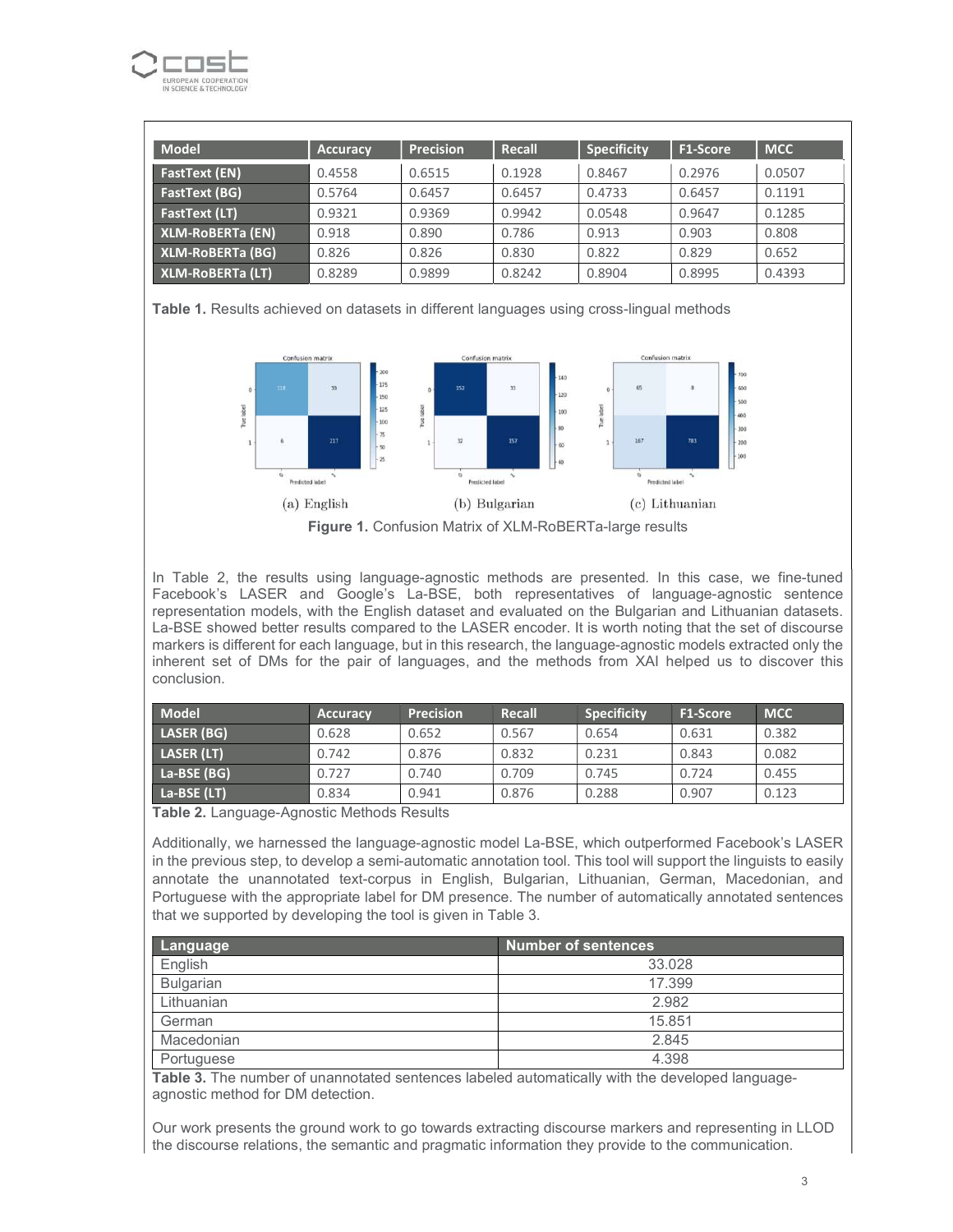| Model | Accuracy | Precision | Recall | Specificity | F1-Score | MCC |
|---|---|---|---|---|---|---|
| FastText (EN) | 0.4558 | 0.6515 | 0.1928 | 0.8467 | 0.2976 | 0.0507 |
| FastText (BG) | 0.5764 | 0.6457 | 0.6457 | 0.4733 | 0.6457 | 0.1191 |
| FastText (LT) | 0.9321 | 0.9369 | 0.9942 | 0.0548 | 0.9647 | 0.1285 |
| XLM-RoBERTa (EN) | 0.918 | 0.890 | 0.786 | 0.913 | 0.903 | 0.808 |
| XLM-RoBERTa (BG) | 0.826 | 0.826 | 0.830 | 0.822 | 0.829 | 0.652 |
| XLM-RoBERTa (LT) | 0.8289 | 0.9899 | 0.8242 | 0.8904 | 0.8995 | 0.4393 |

**Table 1.** Results achieved on datasets in different languages using cross-lingual methods

(a) English (b) Bulgarian (c) Lithuanian

**Figure 1.** Confusion Matrix of XLM-RoBERTa-large results

In Table 2, the results using language-agnostic methods are presented. In this case, we fine-tuned Facebook's LASER and Google's La-BSE, both representatives of language-agnostic sentence representation models, with the English dataset and evaluated on the Bulgarian and Lithuanian datasets. La-BSE showed better results compared to the LASER encoder. It is worth noting that the set of discourse markers is different for each language, but in this research, the language-agnostic models extracted only the inherent set of DMs for the pair of languages, and the methods from XAI helped us to discover this conclusion.

| Model | Accuracy | Precision | Recall | Specificity | F1-Score | MCC |
|---|---|---|---|---|---|---|
| LASER (BG) | 0.628 | 0.652 | 0.567 | 0.654 | 0.631 | 0.382 |
| LASER (LT) | 0.742 | 0.876 | 0.832 | 0.231 | 0.843 | 0.082 |
| La-BSE (BG) | 0.727 | 0.740 | 0.709 | 0.745 | 0.724 | 0.455 |
| La-BSE (LT) | 0.834 | 0.941 | 0.876 | 0.288 | 0.907 | 0.123 |

**Table 2.** Language-Agnostic Methods Results

Additionally, we harnessed the language-agnostic model La-BSE, which outperformed Facebook's LASER in the previous step, to develop a semi-automatic annotation tool. This tool will support the linguists to easily annotate the unannotated text-corpus in English, Bulgarian, Lithuanian, German, Macedonian, and Portuguese with the appropriate label for DM presence. The number of automatically annotated sentences that we supported by developing the tool is given in Table 3.

| Language | Number of sentences |
|---|---|
| English | 33.028 |
| Bulgarian | 17.399 |
| Lithuanian | 2.982 |
| German | 15.851 |
| Macedonian | 2.845 |
| Portuguese | 4.398 |

**Table 3.** The number of unannotated sentences labeled automatically with the developed language-agnostic method for DM detection.

Our work presents the ground work to go towards extracting discourse markers and representing in LLOD the discourse relations, the semantic and pragmatic information they provide to the communication.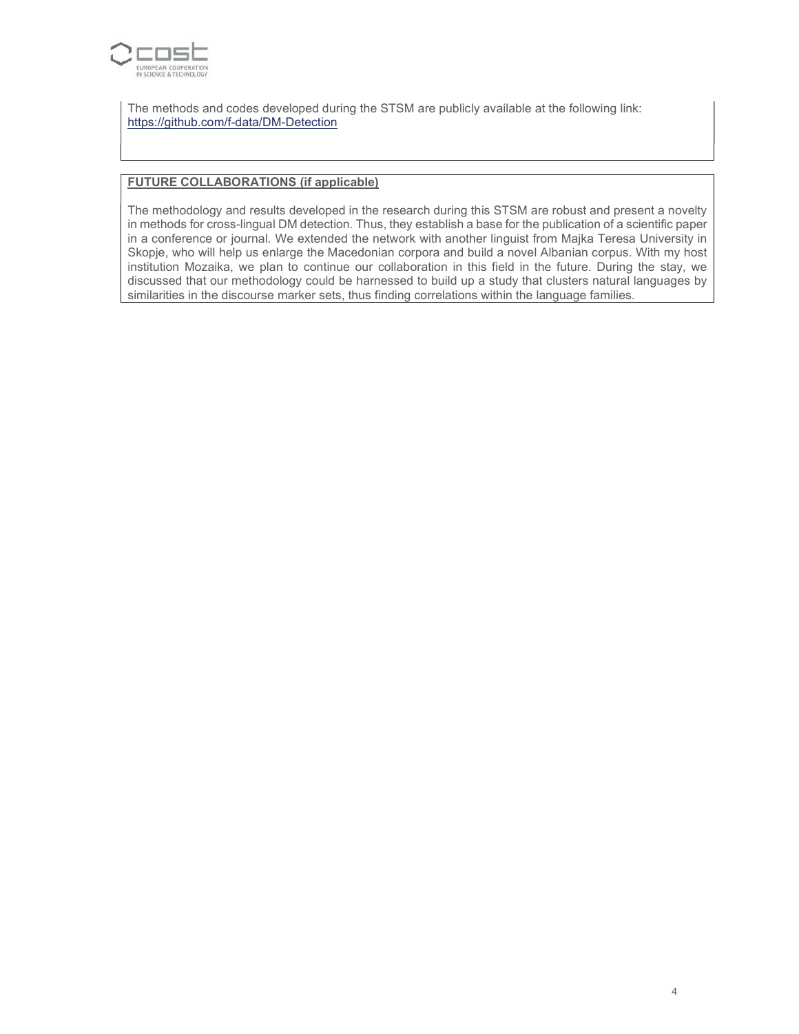The methods and codes developed during the STSM are publicly available at the following link: https://github.com/f-data/DM-Detection

**FUTURE COLLABORATIONS (if applicable)**

The methodology and results developed in the research during this STSM are robust and present a novelty in methods for cross-lingual DM detection. Thus, they establish a base for the publication of a scientific paper in a conference or journal. We extended the network with another linguist from Majka Teresa University in Skopje, who will help us enlarge the Macedonian corpora and build a novel Albanian corpus. With my host institution Mozaika, we plan to continue our collaboration in this field in the future. During the stay, we discussed that our methodology could be harnessed to build up a study that clusters natural languages by similarities in the discourse marker sets, thus finding correlations within the language families.